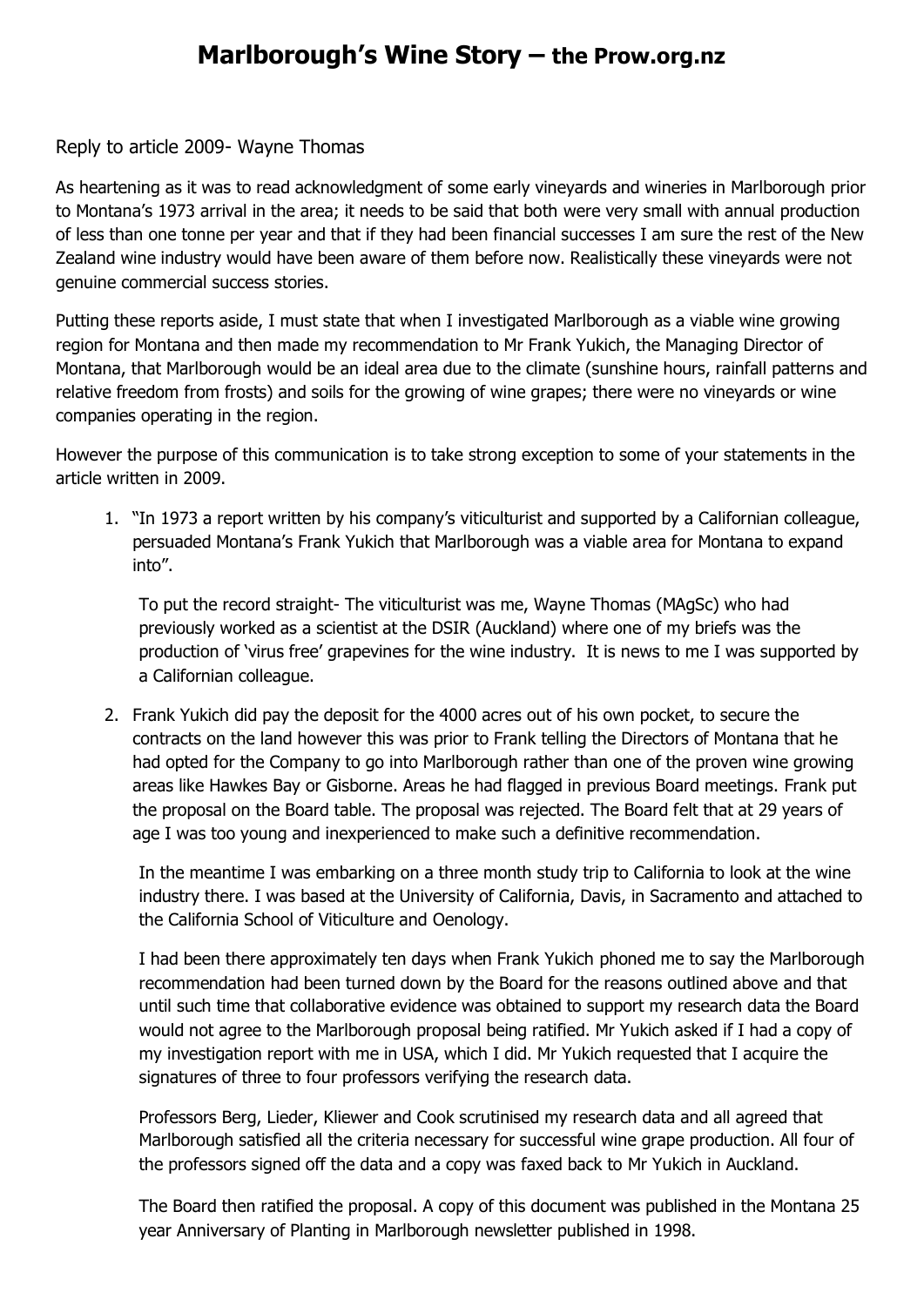# Marlborough's Wine Story – the Prow.org.nz

Reply to article 2009- Wayne Thomas

As heartening as it was to read acknowledgment of some early vineyards and wineries in Marlborough prior to Montana's 1973 arrival in the area; it needs to be said that both were very small with annual production of less than one tonne per year and that if they had been financial successes I am sure the rest of the New Zealand wine industry would have been aware of them before now. Realistically these vineyards were not genuine commercial success stories.

Putting these reports aside, I must state that when I investigated Marlborough as a viable wine growing region for Montana and then made my recommendation to Mr Frank Yukich, the Managing Director of Montana, that Marlborough would be an ideal area due to the climate (sunshine hours, rainfall patterns and relative freedom from frosts) and soils for the growing of wine grapes; there were no vineyards or wine companies operating in the region.

However the purpose of this communication is to take strong exception to some of your statements in the article written in 2009.

1. "In 1973 a report written by his company's viticulturist and supported by a Californian colleague, persuaded Montana's Frank Yukich that Marlborough was a viable area for Montana to expand into".

   To put the record straight- The viticulturist was me, Wayne Thomas (MAgSc) who had previously worked as a scientist at the DSIR (Auckland) where one of my briefs was the production of 'virus free' grapevines for the wine industry. It is news to me I was supported by a Californian colleague.

2. Frank Yukich did pay the deposit for the 4000 acres out of his own pocket, to secure the contracts on the land however this was prior to Frank telling the Directors of Montana that he had opted for the Company to go into Marlborough rather than one of the proven wine growing areas like Hawkes Bay or Gisborne. Areas he had flagged in previous Board meetings. Frank put the proposal on the Board table. The proposal was rejected. The Board felt that at 29 years of age I was too young and inexperienced to make such a definitive recommendation.

   In the meantime I was embarking on a three month study trip to California to look at the wine industry there. I was based at the University of California, Davis, in Sacramento and attached to the California School of Viticulture and Oenology.

   I had been there approximately ten days when Frank Yukich phoned me to say the Marlborough recommendation had been turned down by the Board for the reasons outlined above and that until such time that collaborative evidence was obtained to support my research data the Board would not agree to the Marlborough proposal being ratified. Mr Yukich asked if I had a copy of my investigation report with me in USA, which I did. Mr Yukich requested that I acquire the signatures of three to four professors verifying the research data.

   Professors Berg, Lieder, Kliewer and Cook scrutinised my research data and all agreed that Marlborough satisfied all the criteria necessary for successful wine grape production. All four of the professors signed off the data and a copy was faxed back to Mr Yukich in Auckland.

   The Board then ratified the proposal. A copy of this document was published in the Montana 25 year Anniversary of Planting in Marlborough newsletter published in 1998.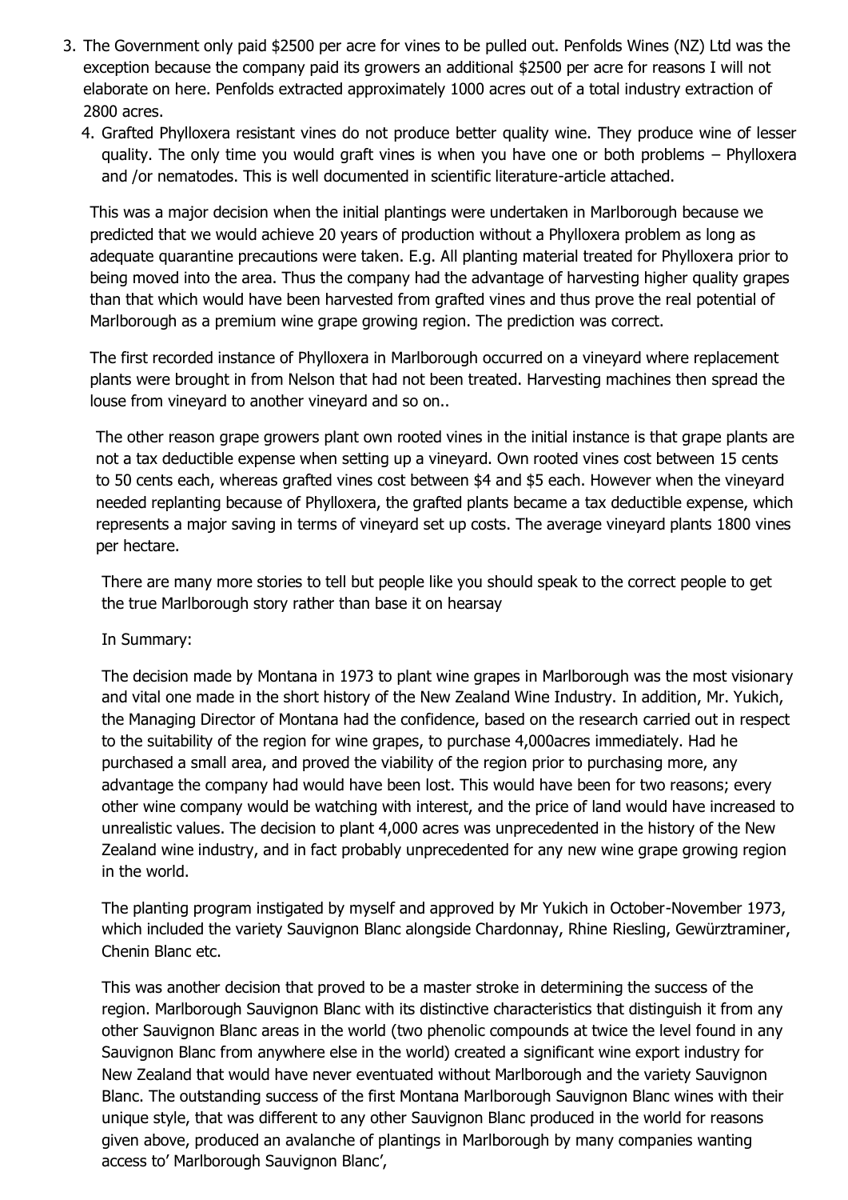3. The Government only paid \$2500 per acre for vines to be pulled out. Penfolds Wines (NZ) Ltd was the exception because the company paid its growers an additional \$2500 per acre for reasons I will not elaborate on here. Penfolds extracted approximately 1000 acres out of a total industry extraction of 2800 acres.

4. Grafted Phylloxera resistant vines do not produce better quality wine. They produce wine of lesser quality. The only time you would graft vines is when you have one or both problems – Phylloxera and /or nematodes. This is well documented in scientific literature-article attached.

This was a major decision when the initial plantings were undertaken in Marlborough because we predicted that we would achieve 20 years of production without a Phylloxera problem as long as adequate quarantine precautions were taken. E.g. All planting material treated for Phylloxera prior to being moved into the area. Thus the company had the advantage of harvesting higher quality grapes than that which would have been harvested from grafted vines and thus prove the real potential of Marlborough as a premium wine grape growing region. The prediction was correct.

The first recorded instance of Phylloxera in Marlborough occurred on a vineyard where replacement plants were brought in from Nelson that had not been treated. Harvesting machines then spread the louse from vineyard to another vineyard and so on..

The other reason grape growers plant own rooted vines in the initial instance is that grape plants are not a tax deductible expense when setting up a vineyard. Own rooted vines cost between 15 cents to 50 cents each, whereas grafted vines cost between \$4 and \$5 each. However when the vineyard needed replanting because of Phylloxera, the grafted plants became a tax deductible expense, which represents a major saving in terms of vineyard set up costs. The average vineyard plants 1800 vines per hectare.

There are many more stories to tell but people like you should speak to the correct people to get the true Marlborough story rather than base it on hearsay

In Summary:

The decision made by Montana in 1973 to plant wine grapes in Marlborough was the most visionary and vital one made in the short history of the New Zealand Wine Industry. In addition, Mr. Yukich, the Managing Director of Montana had the confidence, based on the research carried out in respect to the suitability of the region for wine grapes, to purchase 4,000acres immediately. Had he purchased a small area, and proved the viability of the region prior to purchasing more, any advantage the company had would have been lost. This would have been for two reasons; every other wine company would be watching with interest, and the price of land would have increased to unrealistic values. The decision to plant 4,000 acres was unprecedented in the history of the New Zealand wine industry, and in fact probably unprecedented for any new wine grape growing region in the world.

The planting program instigated by myself and approved by Mr Yukich in October-November 1973, which included the variety Sauvignon Blanc alongside Chardonnay, Rhine Riesling, Gewürztraminer, Chenin Blanc etc.

This was another decision that proved to be a master stroke in determining the success of the region. Marlborough Sauvignon Blanc with its distinctive characteristics that distinguish it from any other Sauvignon Blanc areas in the world (two phenolic compounds at twice the level found in any Sauvignon Blanc from anywhere else in the world) created a significant wine export industry for New Zealand that would have never eventuated without Marlborough and the variety Sauvignon Blanc. The outstanding success of the first Montana Marlborough Sauvignon Blanc wines with their unique style, that was different to any other Sauvignon Blanc produced in the world for reasons given above, produced an avalanche of plantings in Marlborough by many companies wanting access to' Marlborough Sauvignon Blanc',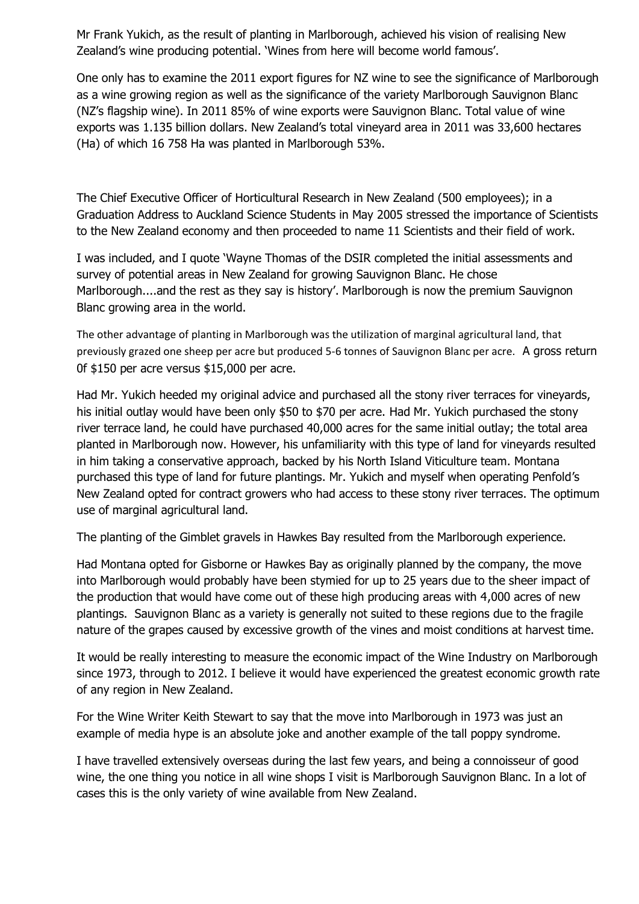Mr Frank Yukich, as the result of planting in Marlborough, achieved his vision of realising New Zealand's wine producing potential. 'Wines from here will become world famous'.

One only has to examine the 2011 export figures for NZ wine to see the significance of Marlborough as a wine growing region as well as the significance of the variety Marlborough Sauvignon Blanc (NZ's flagship wine). In 2011 85% of wine exports were Sauvignon Blanc. Total value of wine exports was 1.135 billion dollars. New Zealand's total vineyard area in 2011 was 33,600 hectares (Ha) of which 16 758 Ha was planted in Marlborough 53%.

The Chief Executive Officer of Horticultural Research in New Zealand (500 employees); in a Graduation Address to Auckland Science Students in May 2005 stressed the importance of Scientists to the New Zealand economy and then proceeded to name 11 Scientists and their field of work.

I was included, and I quote 'Wayne Thomas of the DSIR completed the initial assessments and survey of potential areas in New Zealand for growing Sauvignon Blanc. He chose Marlborough....and the rest as they say is history'. Marlborough is now the premium Sauvignon Blanc growing area in the world.

The other advantage of planting in Marlborough was the utilization of marginal agricultural land, that previously grazed one sheep per acre but produced 5-6 tonnes of Sauvignon Blanc per acre. A gross return 0f $150 per acre versus $15,000 per acre.

Had Mr. Yukich heeded my original advice and purchased all the stony river terraces for vineyards, his initial outlay would have been only $50 to $70 per acre. Had Mr. Yukich purchased the stony river terrace land, he could have purchased 40,000 acres for the same initial outlay; the total area planted in Marlborough now. However, his unfamiliarity with this type of land for vineyards resulted in him taking a conservative approach, backed by his North Island Viticulture team. Montana purchased this type of land for future plantings. Mr. Yukich and myself when operating Penfold's New Zealand opted for contract growers who had access to these stony river terraces. The optimum use of marginal agricultural land.

The planting of the Gimblet gravels in Hawkes Bay resulted from the Marlborough experience.

Had Montana opted for Gisborne or Hawkes Bay as originally planned by the company, the move into Marlborough would probably have been stymied for up to 25 years due to the sheer impact of the production that would have come out of these high producing areas with 4,000 acres of new plantings. Sauvignon Blanc as a variety is generally not suited to these regions due to the fragile nature of the grapes caused by excessive growth of the vines and moist conditions at harvest time.

It would be really interesting to measure the economic impact of the Wine Industry on Marlborough since 1973, through to 2012. I believe it would have experienced the greatest economic growth rate of any region in New Zealand.

For the Wine Writer Keith Stewart to say that the move into Marlborough in 1973 was just an example of media hype is an absolute joke and another example of the tall poppy syndrome.

I have travelled extensively overseas during the last few years, and being a connoisseur of good wine, the one thing you notice in all wine shops I visit is Marlborough Sauvignon Blanc. In a lot of cases this is the only variety of wine available from New Zealand.